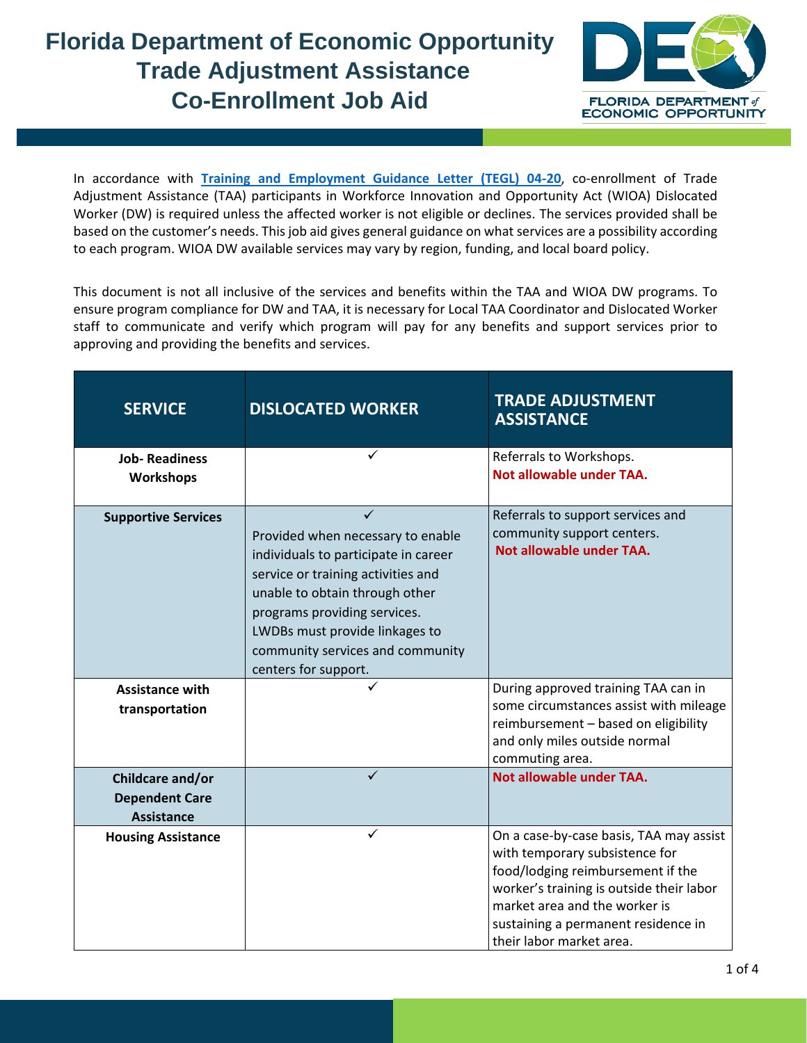# Florida Department of Economic Opportunity
# Trade Adjustment Assistance
# Co-Enrollment Job Aid

In accordance with **Training and Employment Guidance Letter (TEGL) 04-20**, co-enrollment of Trade Adjustment Assistance (TAA) participants in Workforce Innovation and Opportunity Act (WIOA) Dislocated Worker (DW) is required unless the affected worker is not eligible or declines. The services provided shall be based on the customer's needs. This job aid gives general guidance on what services are a possibility according to each program. WIOA DW available services may vary by region, funding, and local board policy.

This document is not all inclusive of the services and benefits within the TAA and WIOA DW programs. To ensure program compliance for DW and TAA, it is necessary for Local TAA Coordinator and Dislocated Worker staff to communicate and verify which program will pay for any benefits and support services prior to approving and providing the benefits and services.

| SERVICE | DISLOCATED WORKER | TRADE ADJUSTMENT ASSISTANCE |
|---|---|---|
| **Job- Readiness Workshops** | ✓ | Referrals to Workshops. **Not allowable under TAA.** |
| **Supportive Services** | ✓ Provided when necessary to enable individuals to participate in career service or training activities and unable to obtain through other programs providing services. LWDBs must provide linkages to community services and community centers for support. | Referrals to support services and community support centers. **Not allowable under TAA.** |
| **Assistance with transportation** | ✓ | During approved training TAA can in some circumstances assist with mileage reimbursement – based on eligibility and only miles outside normal commuting area. |
| **Childcare and/or Dependent Care Assistance** | ✓ | **Not allowable under TAA.** |
| **Housing Assistance** | ✓ | On a case-by-case basis, TAA may assist with temporary subsistence for food/lodging reimbursement if the worker's training is outside their labor market area and the worker is sustaining a permanent residence in their labor market area. |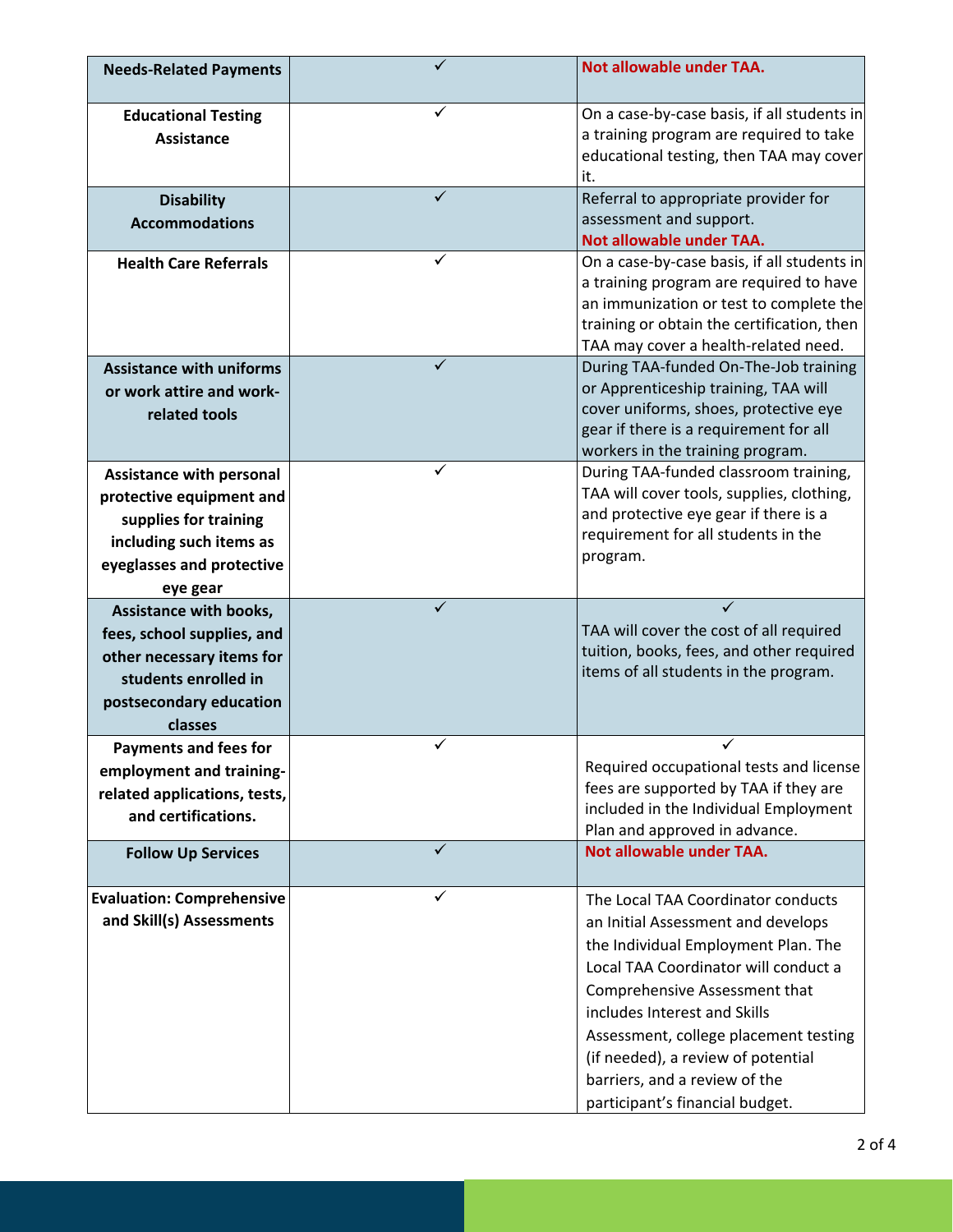| **Needs-Related Payments** | ✓ | **Not allowable under TAA.** |
|---|---|---|
| **Educational Testing Assistance** | ✓ | On a case-by-case basis, if all students in a training program are required to take educational testing, then TAA may cover it. |
| **Disability Accommodations** | ✓ | Referral to appropriate provider for assessment and support. **Not allowable under TAA.** |
| **Health Care Referrals** | ✓ | On a case-by-case basis, if all students in a training program are required to have an immunization or test to complete the training or obtain the certification, then TAA may cover a health-related need. |
| **Assistance with uniforms or work attire and work-related tools** | ✓ | During TAA-funded On-The-Job training or Apprenticeship training, TAA will cover uniforms, shoes, protective eye gear if there is a requirement for all workers in the training program. |
| **Assistance with personal protective equipment and supplies for training including such items as eyeglasses and protective eye gear** | ✓ | During TAA-funded classroom training, TAA will cover tools, supplies, clothing, and protective eye gear if there is a requirement for all students in the program. |
| **Assistance with books, fees, school supplies, and other necessary items for students enrolled in postsecondary education classes** | ✓ | ✓ TAA will cover the cost of all required tuition, books, fees, and other required items of all students in the program. |
| **Payments and fees for employment and training-related applications, tests, and certifications.** | ✓ | ✓ Required occupational tests and license fees are supported by TAA if they are included in the Individual Employment Plan and approved in advance. |
| **Follow Up Services** | ✓ | **Not allowable under TAA.** |
| **Evaluation: Comprehensive and Skill(s) Assessments** | ✓ | The Local TAA Coordinator conducts an Initial Assessment and develops the Individual Employment Plan. The Local TAA Coordinator will conduct a Comprehensive Assessment that includes Interest and Skills Assessment, college placement testing (if needed), a review of potential barriers, and a review of the participant's financial budget. |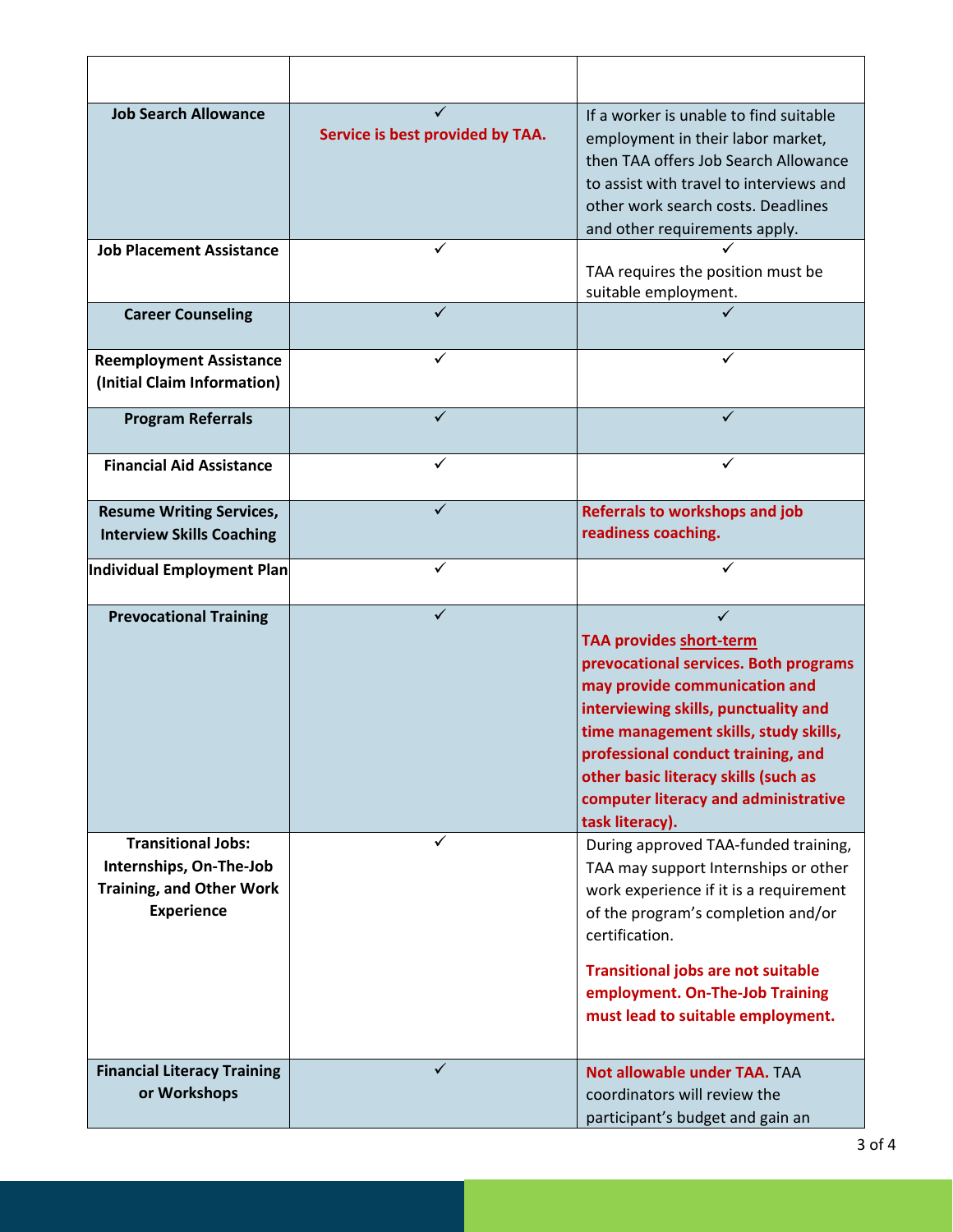| | | |
|---|---|---|
| **Job Search Allowance** | ✓ **Service is best provided by TAA.** | If a worker is unable to find suitable employment in their labor market, then TAA offers Job Search Allowance to assist with travel to interviews and other work search costs. Deadlines and other requirements apply. |
| **Job Placement Assistance** | ✓ | ✓ TAA requires the position must be suitable employment. |
| **Career Counseling** | ✓ | ✓ |
| **Reemployment Assistance (Initial Claim Information)** | ✓ | ✓ |
| **Program Referrals** | ✓ | ✓ |
| **Financial Aid Assistance** | ✓ | ✓ |
| **Resume Writing Services, Interview Skills Coaching** | ✓ | **Referrals to workshops and job readiness coaching.** |
| **Individual Employment Plan** | ✓ | ✓ |
| **Prevocational Training** | ✓ | ✓ **TAA provides short-term prevocational services. Both programs may provide communication and interviewing skills, punctuality and time management skills, study skills, professional conduct training, and other basic literacy skills (such as computer literacy and administrative task literacy).** |
| **Transitional Jobs: Internships, On-The-Job Training, and Other Work Experience** | ✓ | During approved TAA-funded training, TAA may support Internships or other work experience if it is a requirement of the program's completion and/or certification.<br><br>**Transitional jobs are not suitable employment. On-The-Job Training must lead to suitable employment.** |
| **Financial Literacy Training or Workshops** | ✓ | **Not allowable under TAA.** TAA coordinators will review the participant's budget and gain an |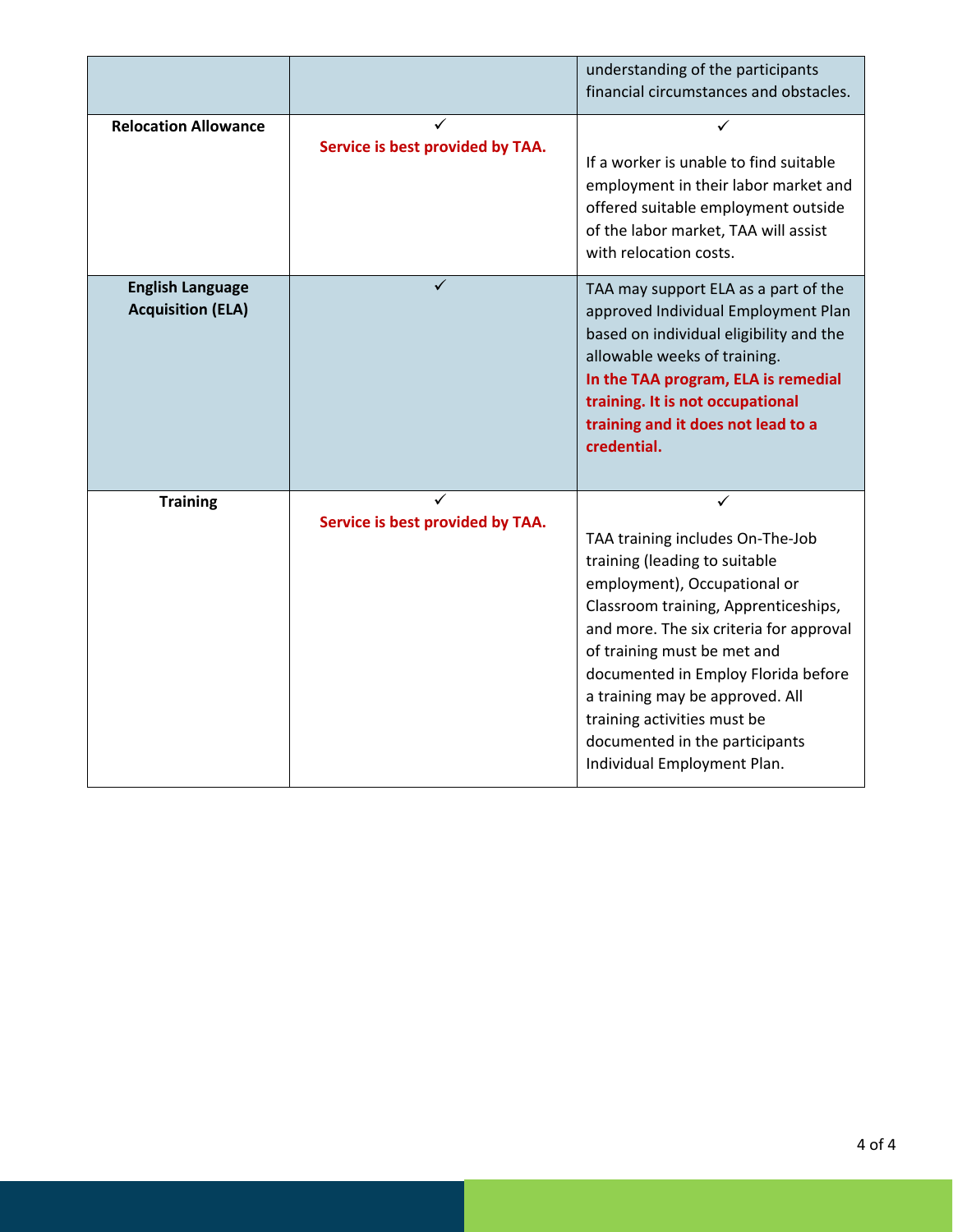| | | |
|---|---|---|
| | | understanding of the participants financial circumstances and obstacles. |
| **Relocation Allowance** | ✓ **Service is best provided by TAA.** | ✓ If a worker is unable to find suitable employment in their labor market and offered suitable employment outside of the labor market, TAA will assist with relocation costs. |
| **English Language Acquisition (ELA)** | ✓ | TAA may support ELA as a part of the approved Individual Employment Plan based on individual eligibility and the allowable weeks of training. **In the TAA program, ELA is remedial training. It is not occupational training and it does not lead to a credential.** |
| **Training** | ✓ **Service is best provided by TAA.** | ✓ TAA training includes On-The-Job training (leading to suitable employment), Occupational or Classroom training, Apprenticeships, and more. The six criteria for approval of training must be met and documented in Employ Florida before a training may be approved. All training activities must be documented in the participants Individual Employment Plan. |